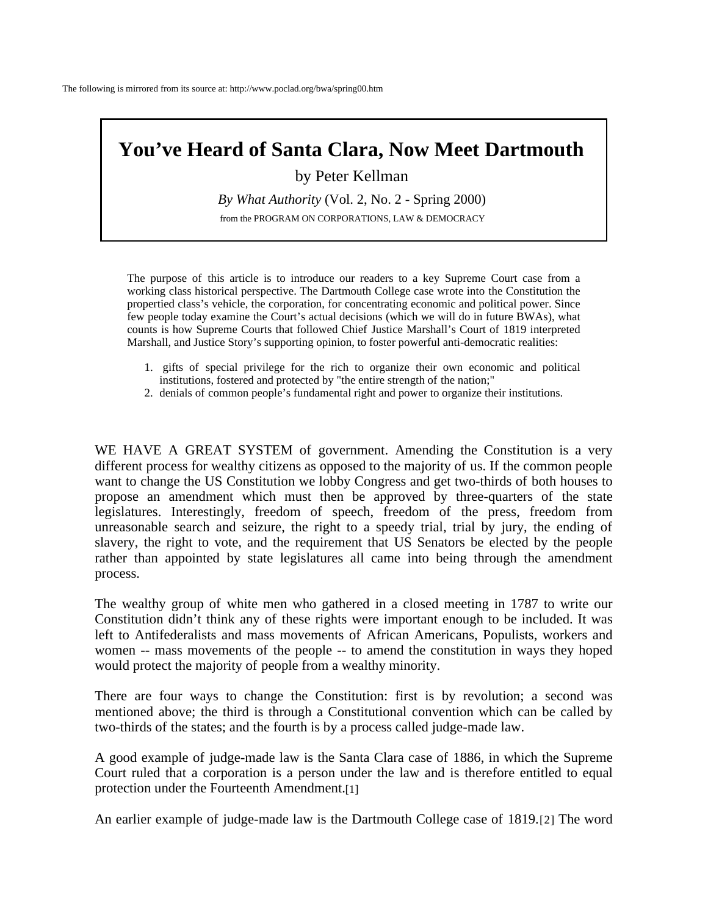The following is mirrored from its source at: http://www.poclad.org/bwa/spring00.htm

# You've Heard of Santa Clara, Now Meet Dartmouth

by Peter Kellman

*By What Authority* (Vol. 2, No. 2 - Spring 2000)

from the PROGRAM ON CORPORATIONS, LAW & DEMOCRACY

The purpose of this article is to introduce our readers to a key Supreme Court case from a working class historical perspective. The Dartmouth College case wrote into the Constitution the propertied class's vehicle, the corporation, for concentrating economic and political power. Since few people today examine the Court's actual decisions (which we will do in future BWAs), what counts is how Supreme Courts that followed Chief Justice Marshall's Court of 1819 interpreted Marshall, and Justice Story's supporting opinion, to foster powerful anti-democratic realities:

1. gifts of special privilege for the rich to organize their own economic and political institutions, fostered and protected by "the entire strength of the nation;"
2. denials of common people's fundamental right and power to organize their institutions.

WE HAVE A GREAT SYSTEM of government. Amending the Constitution is a very different process for wealthy citizens as opposed to the majority of us. If the common people want to change the US Constitution we lobby Congress and get two-thirds of both houses to propose an amendment which must then be approved by three-quarters of the state legislatures. Interestingly, freedom of speech, freedom of the press, freedom from unreasonable search and seizure, the right to a speedy trial, trial by jury, the ending of slavery, the right to vote, and the requirement that US Senators be elected by the people rather than appointed by state legislatures all came into being through the amendment process.

The wealthy group of white men who gathered in a closed meeting in 1787 to write our Constitution didn't think any of these rights were important enough to be included. It was left to Antifederalists and mass movements of African Americans, Populists, workers and women -- mass movements of the people -- to amend the constitution in ways they hoped would protect the majority of people from a wealthy minority.

There are four ways to change the Constitution: first is by revolution; a second was mentioned above; the third is through a Constitutional convention which can be called by two-thirds of the states; and the fourth is by a process called judge-made law.

A good example of judge-made law is the Santa Clara case of 1886, in which the Supreme Court ruled that a corporation is a person under the law and is therefore entitled to equal protection under the Fourteenth Amendment.[1]

An earlier example of judge-made law is the Dartmouth College case of 1819.[2] The word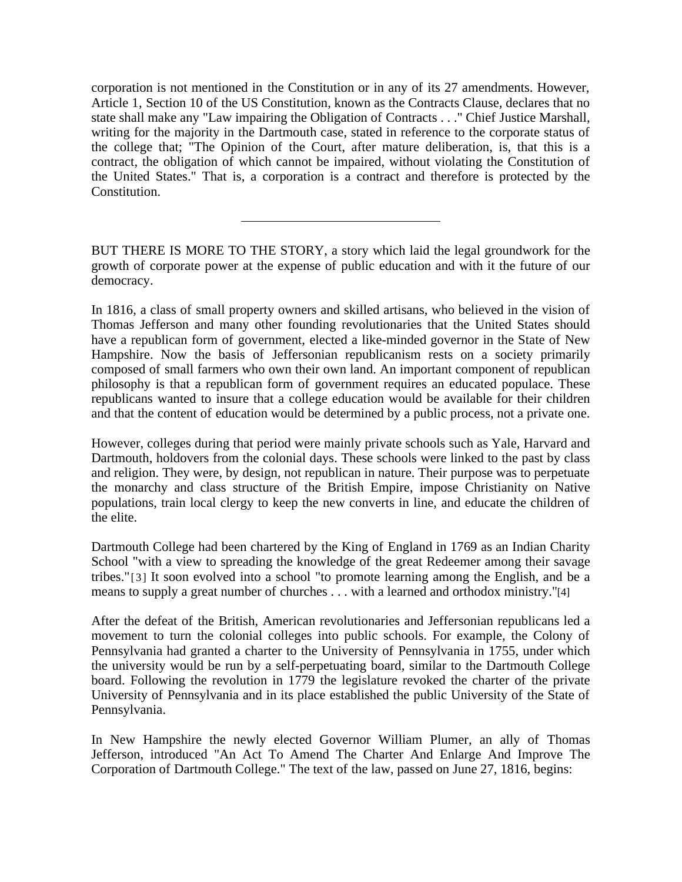corporation is not mentioned in the Constitution or in any of its 27 amendments. However, Article 1, Section 10 of the US Constitution, known as the Contracts Clause, declares that no state shall make any "Law impairing the Obligation of Contracts . . ." Chief Justice Marshall, writing for the majority in the Dartmouth case, stated in reference to the corporate status of the college that; "The Opinion of the Court, after mature deliberation, is, that this is a contract, the obligation of which cannot be impaired, without violating the Constitution of the United States." That is, a corporation is a contract and therefore is protected by the Constitution.

---

BUT THERE IS MORE TO THE STORY, a story which laid the legal groundwork for the growth of corporate power at the expense of public education and with it the future of our democracy.

In 1816, a class of small property owners and skilled artisans, who believed in the vision of Thomas Jefferson and many other founding revolutionaries that the United States should have a republican form of government, elected a like-minded governor in the State of New Hampshire. Now the basis of Jeffersonian republicanism rests on a society primarily composed of small farmers who own their own land. An important component of republican philosophy is that a republican form of government requires an educated populace. These republicans wanted to insure that a college education would be available for their children and that the content of education would be determined by a public process, not a private one.

However, colleges during that period were mainly private schools such as Yale, Harvard and Dartmouth, holdovers from the colonial days. These schools were linked to the past by class and religion. They were, by design, not republican in nature. Their purpose was to perpetuate the monarchy and class structure of the British Empire, impose Christianity on Native populations, train local clergy to keep the new converts in line, and educate the children of the elite.

Dartmouth College had been chartered by the King of England in 1769 as an Indian Charity School "with a view to spreading the knowledge of the great Redeemer among their savage tribes."[3] It soon evolved into a school "to promote learning among the English, and be a means to supply a great number of churches . . . with a learned and orthodox ministry."[4]

After the defeat of the British, American revolutionaries and Jeffersonian republicans led a movement to turn the colonial colleges into public schools. For example, the Colony of Pennsylvania had granted a charter to the University of Pennsylvania in 1755, under which the university would be run by a self-perpetuating board, similar to the Dartmouth College board. Following the revolution in 1779 the legislature revoked the charter of the private University of Pennsylvania and in its place established the public University of the State of Pennsylvania.

In New Hampshire the newly elected Governor William Plumer, an ally of Thomas Jefferson, introduced "An Act To Amend The Charter And Enlarge And Improve The Corporation of Dartmouth College." The text of the law, passed on June 27, 1816, begins: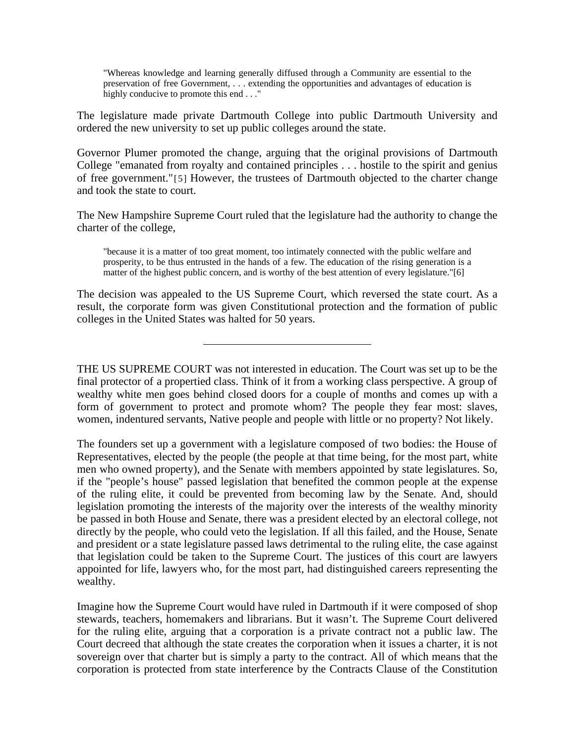> "Whereas knowledge and learning generally diffused through a Community are essential to the preservation of free Government, . . . extending the opportunities and advantages of education is highly conducive to promote this end . . ."

The legislature made private Dartmouth College into public Dartmouth University and ordered the new university to set up public colleges around the state.

Governor Plumer promoted the change, arguing that the original provisions of Dartmouth College "emanated from royalty and contained principles . . . hostile to the spirit and genius of free government."[5] However, the trustees of Dartmouth objected to the charter change and took the state to court.

The New Hampshire Supreme Court ruled that the legislature had the authority to change the charter of the college,

> "because it is a matter of too great moment, too intimately connected with the public welfare and prosperity, to be thus entrusted in the hands of a few. The education of the rising generation is a matter of the highest public concern, and is worthy of the best attention of every legislature."[6]

The decision was appealed to the US Supreme Court, which reversed the state court. As a result, the corporate form was given Constitutional protection and the formation of public colleges in the United States was halted for 50 years.

---

THE US SUPREME COURT was not interested in education. The Court was set up to be the final protector of a propertied class. Think of it from a working class perspective. A group of wealthy white men goes behind closed doors for a couple of months and comes up with a form of government to protect and promote whom? The people they fear most: slaves, women, indentured servants, Native people and people with little or no property? Not likely.

The founders set up a government with a legislature composed of two bodies: the House of Representatives, elected by the people (the people at that time being, for the most part, white men who owned property), and the Senate with members appointed by state legislatures. So, if the "people's house" passed legislation that benefited the common people at the expense of the ruling elite, it could be prevented from becoming law by the Senate. And, should legislation promoting the interests of the majority over the interests of the wealthy minority be passed in both House and Senate, there was a president elected by an electoral college, not directly by the people, who could veto the legislation. If all this failed, and the House, Senate and president or a state legislature passed laws detrimental to the ruling elite, the case against that legislation could be taken to the Supreme Court. The justices of this court are lawyers appointed for life, lawyers who, for the most part, had distinguished careers representing the wealthy.

Imagine how the Supreme Court would have ruled in Dartmouth if it were composed of shop stewards, teachers, homemakers and librarians. But it wasn't. The Supreme Court delivered for the ruling elite, arguing that a corporation is a private contract not a public law. The Court decreed that although the state creates the corporation when it issues a charter, it is not sovereign over that charter but is simply a party to the contract. All of which means that the corporation is protected from state interference by the Contracts Clause of the Constitution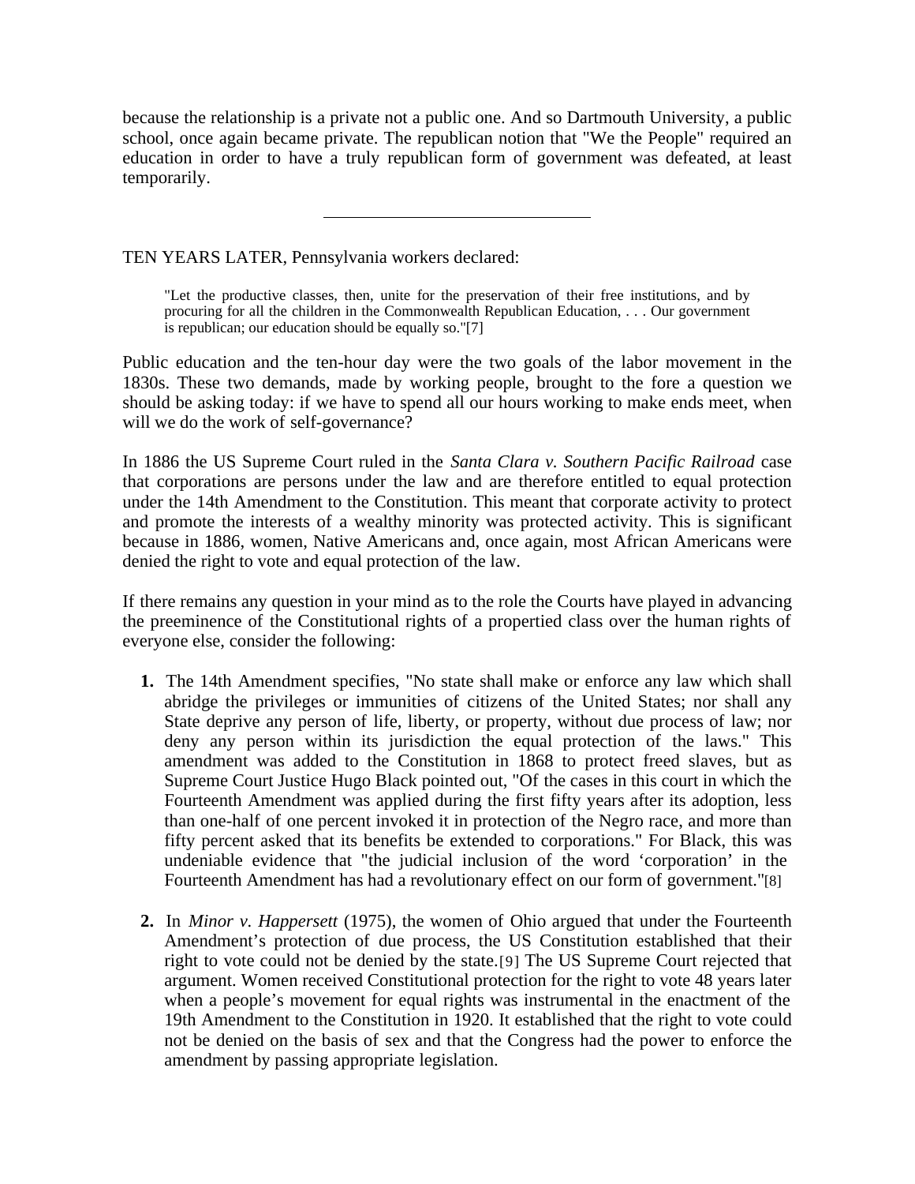because the relationship is a private not a public one. And so Dartmouth University, a public school, once again became private. The republican notion that "We the People" required an education in order to have a truly republican form of government was defeated, at least temporarily.

---

TEN YEARS LATER, Pennsylvania workers declared:

> "Let the productive classes, then, unite for the preservation of their free institutions, and by procuring for all the children in the Commonwealth Republican Education, . . . Our government is republican; our education should be equally so."[7]

Public education and the ten-hour day were the two goals of the labor movement in the 1830s. These two demands, made by working people, brought to the fore a question we should be asking today: if we have to spend all our hours working to make ends meet, when will we do the work of self-governance?

In 1886 the US Supreme Court ruled in the *Santa Clara v. Southern Pacific Railroad* case that corporations are persons under the law and are therefore entitled to equal protection under the 14th Amendment to the Constitution. This meant that corporate activity to protect and promote the interests of a wealthy minority was protected activity. This is significant because in 1886, women, Native Americans and, once again, most African Americans were denied the right to vote and equal protection of the law.

If there remains any question in your mind as to the role the Courts have played in advancing the preeminence of the Constitutional rights of a propertied class over the human rights of everyone else, consider the following:

1. The 14th Amendment specifies, "No state shall make or enforce any law which shall abridge the privileges or immunities of citizens of the United States; nor shall any State deprive any person of life, liberty, or property, without due process of law; nor deny any person within its jurisdiction the equal protection of the laws." This amendment was added to the Constitution in 1868 to protect freed slaves, but as Supreme Court Justice Hugo Black pointed out, "Of the cases in this court in which the Fourteenth Amendment was applied during the first fifty years after its adoption, less than one-half of one percent invoked it in protection of the Negro race, and more than fifty percent asked that its benefits be extended to corporations." For Black, this was undeniable evidence that "the judicial inclusion of the word 'corporation' in the Fourteenth Amendment has had a revolutionary effect on our form of government."[8]

2. In *Minor v. Happersett* (1975), the women of Ohio argued that under the Fourteenth Amendment's protection of due process, the US Constitution established that their right to vote could not be denied by the state.[9] The US Supreme Court rejected that argument. Women received Constitutional protection for the right to vote 48 years later when a people's movement for equal rights was instrumental in the enactment of the 19th Amendment to the Constitution in 1920. It established that the right to vote could not be denied on the basis of sex and that the Congress had the power to enforce the amendment by passing appropriate legislation.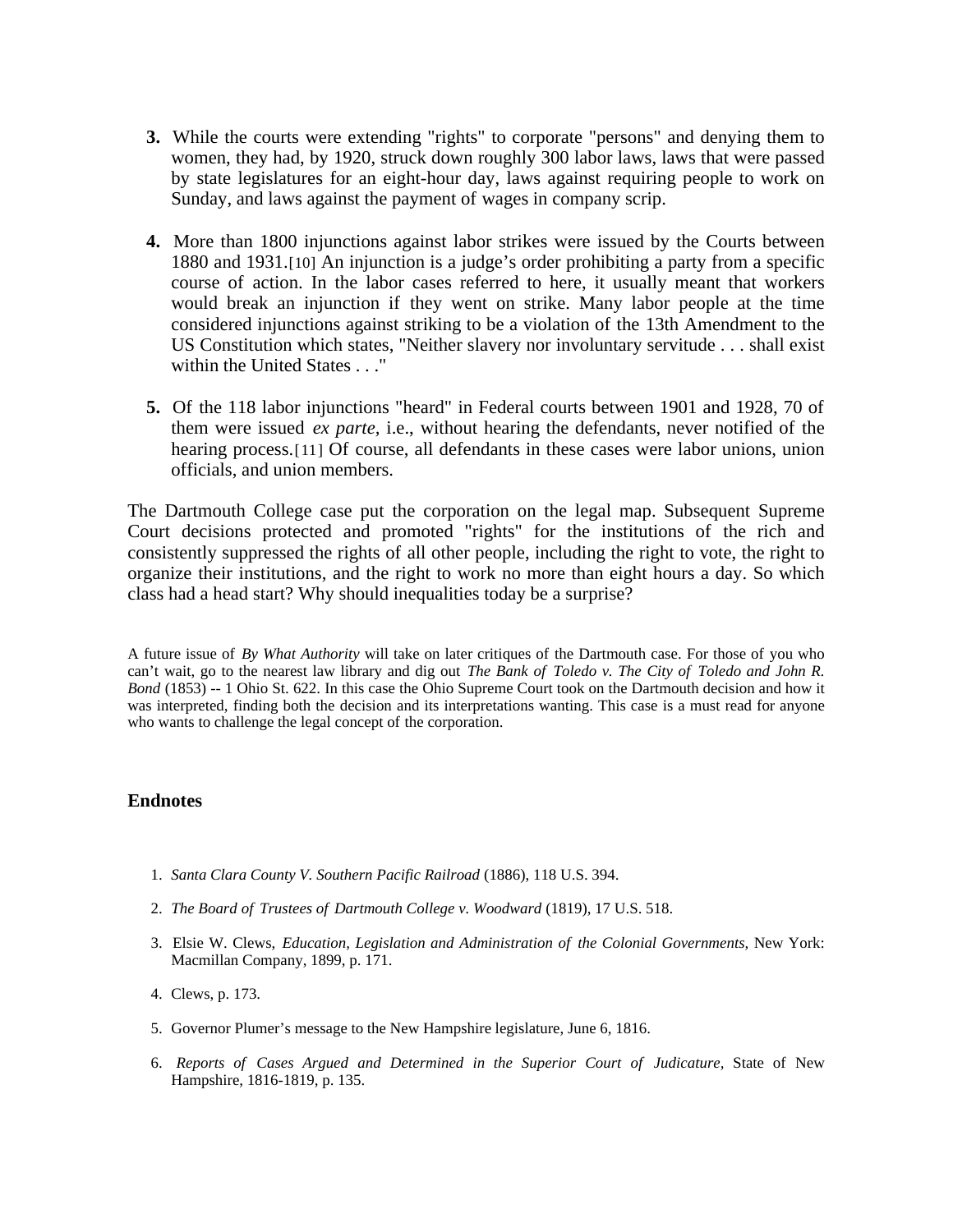3. While the courts were extending "rights" to corporate "persons" and denying them to women, they had, by 1920, struck down roughly 300 labor laws, laws that were passed by state legislatures for an eight-hour day, laws against requiring people to work on Sunday, and laws against the payment of wages in company scrip.

4. More than 1800 injunctions against labor strikes were issued by the Courts between 1880 and 1931.[10] An injunction is a judge's order prohibiting a party from a specific course of action. In the labor cases referred to here, it usually meant that workers would break an injunction if they went on strike. Many labor people at the time considered injunctions against striking to be a violation of the 13th Amendment to the US Constitution which states, "Neither slavery nor involuntary servitude . . . shall exist within the United States . . ."

5. Of the 118 labor injunctions "heard" in Federal courts between 1901 and 1928, 70 of them were issued *ex parte*, i.e., without hearing the defendants, never notified of the hearing process.[11] Of course, all defendants in these cases were labor unions, union officials, and union members.

The Dartmouth College case put the corporation on the legal map. Subsequent Supreme Court decisions protected and promoted "rights" for the institutions of the rich and consistently suppressed the rights of all other people, including the right to vote, the right to organize their institutions, and the right to work no more than eight hours a day. So which class had a head start? Why should inequalities today be a surprise?

A future issue of *By What Authority* will take on later critiques of the Dartmouth case. For those of you who can't wait, go to the nearest law library and dig out *The Bank of Toledo v. The City of Toledo and John R. Bond* (1853) -- 1 Ohio St. 622. In this case the Ohio Supreme Court took on the Dartmouth decision and how it was interpreted, finding both the decision and its interpretations wanting. This case is a must read for anyone who wants to challenge the legal concept of the corporation.

### Endnotes

1. *Santa Clara County V. Southern Pacific Railroad* (1886), 118 U.S. 394.
2. *The Board of Trustees of Dartmouth College v. Woodward* (1819), 17 U.S. 518.
3. Elsie W. Clews, *Education, Legislation and Administration of the Colonial Governments,* New York: Macmillan Company, 1899, p. 171.
4. Clews, p. 173.
5. Governor Plumer's message to the New Hampshire legislature, June 6, 1816.
6. *Reports of Cases Argued and Determined in the Superior Court of Judicature,* State of New Hampshire, 1816-1819, p. 135.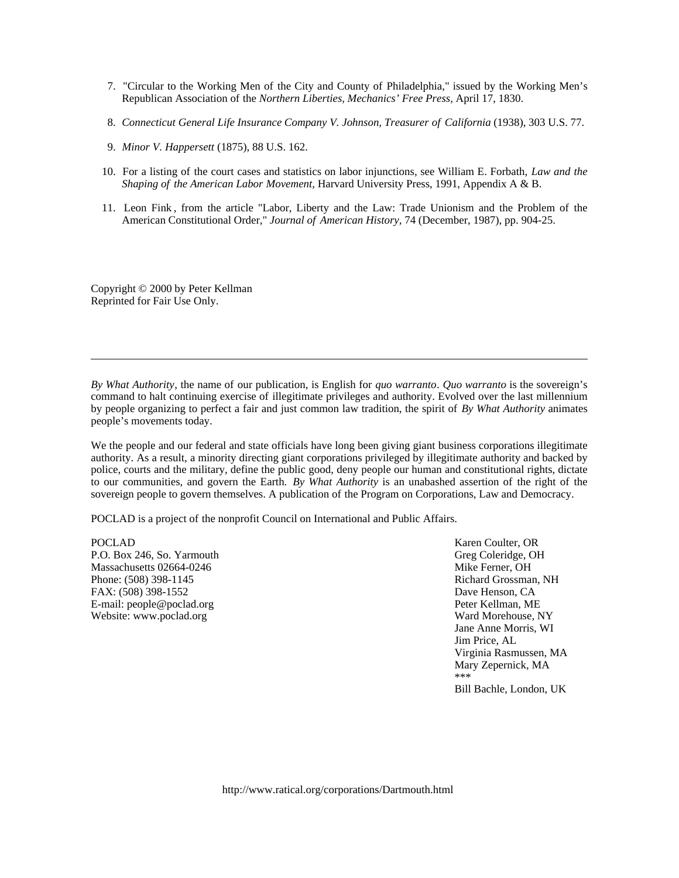7. "Circular to the Working Men of the City and County of Philadelphia," issued by the Working Men's Republican Association of the *Northern Liberties, Mechanics' Free Press,* April 17, 1830.

8. *Connecticut General Life Insurance Company V. Johnson, Treasurer of California* (1938), 303 U.S. 77.

9. *Minor V. Happersett* (1875), 88 U.S. 162.

10. For a listing of the court cases and statistics on labor injunctions, see William E. Forbath, *Law and the Shaping of the American Labor Movement,* Harvard University Press, 1991, Appendix A & B.

11. Leon Fink , from the article "Labor, Liberty and the Law: Trade Unionism and the Problem of the American Constitutional Order," *Journal of American History,* 74 (December, 1987), pp. 904-25.

Copyright © 2000 by Peter Kellman
Reprinted for Fair Use Only.

---

*By What Authority*, the name of our publication, is English for *quo warranto*. *Quo warranto* is the sovereign's command to halt continuing exercise of illegitimate privileges and authority. Evolved over the last millennium by people organizing to perfect a fair and just common law tradition, the spirit of *By What Authority* animates people's movements today.

We the people and our federal and state officials have long been giving giant business corporations illegitimate authority. As a result, a minority directing giant corporations privileged by illegitimate authority and backed by police, courts and the military, define the public good, deny people our human and constitutional rights, dictate to our communities, and govern the Earth. *By What Authority* is an unabashed assertion of the right of the sovereign people to govern themselves. A publication of the Program on Corporations, Law and Democracy.

POCLAD is a project of the nonprofit Council on International and Public Affairs.

POCLAD
P.O. Box 246, So. Yarmouth
Massachusetts 02664-0246
Phone: (508) 398-1145
FAX: (508) 398-1552
E-mail: people@poclad.org
Website: www.poclad.org

Karen Coulter, OR
Greg Coleridge, OH
Mike Ferner, OH
Richard Grossman, NH
Dave Henson, CA
Peter Kellman, ME
Ward Morehouse, NY
Jane Anne Morris, WI
Jim Price, AL
Virginia Rasmussen, MA
Mary Zepernick, MA
***
Bill Bachle, London, UK

http://www.ratical.org/corporations/Dartmouth.html